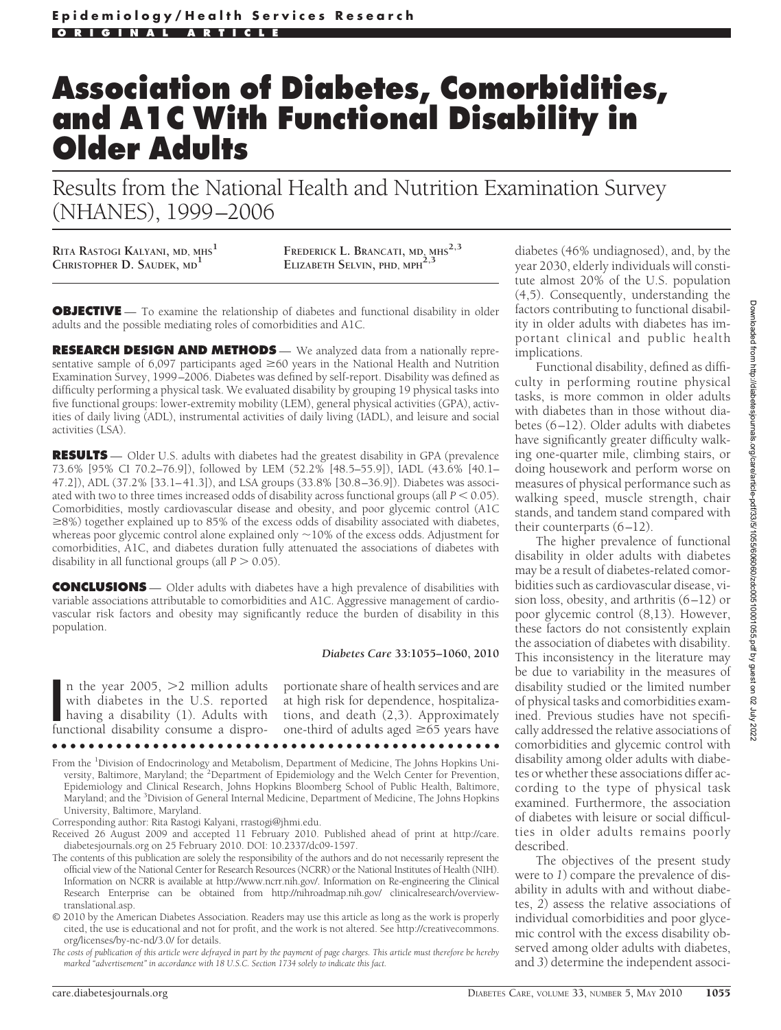Epidemiology/Health Services Research

ORIGINAL ARTICLE

# Association of Diabetes, Comorbidities, and A1C With Functional Disability in Older Adults

## Results from the National Health and Nutrition Examination Survey (NHANES), 1999–2006

RITA RASTOGI KALYANI, MD, MHS[1]
CHRISTOPHER D. SAUDEK, MD[1]
FREDERICK L. BRANCATI, MD, MHS[2,3]
ELIZABETH SELVIN, PHD, MPH[2,3]

**OBJECTIVE** — To examine the relationship of diabetes and functional disability in older adults and the possible mediating roles of comorbidities and A1C.

**RESEARCH DESIGN AND METHODS** — We analyzed data from a nationally representative sample of 6,097 participants aged ≥60 years in the National Health and Nutrition Examination Survey, 1999–2006. Diabetes was defined by self-report. Disability was defined as difficulty performing a physical task. We evaluated disability by grouping 19 physical tasks into five functional groups: lower-extremity mobility (LEM), general physical activities (GPA), activities of daily living (ADL), instrumental activities of daily living (IADL), and leisure and social activities (LSA).

**RESULTS** — Older U.S. adults with diabetes had the greatest disability in GPA (prevalence 73.6% [95% CI 70.2–76.9]), followed by LEM (52.2% [48.5–55.9]), IADL (43.6% [40.1–47.2]), ADL (37.2% [33.1–41.3]), and LSA groups (33.8% [30.8–36.9]). Diabetes was associated with two to three times increased odds of disability across functional groups (all $P < 0.05$). Comorbidities, mostly cardiovascular disease and obesity, and poor glycemic control (A1C ≥8%) together explained up to 85% of the excess odds of disability associated with diabetes, whereas poor glycemic control alone explained ~10% of the excess odds. Adjustment for comorbidities, A1C, and diabetes duration fully attenuated the associations of diabetes with disability in all functional groups (all $P > 0.05$).

**CONCLUSIONS** — Older adults with diabetes have a high prevalence of disabilities with variable associations attributable to comorbidities and A1C. Aggressive management of cardiovascular risk factors and obesity may significantly reduce the burden of disability in this population.

*Diabetes Care* **33:1055–1060, 2010**

In the year 2005, >2 million adults with diabetes in the U.S. reported having a disability (1). Adults with functional disability consume a disproportionate share of health services and are at high risk for dependence, hospitalizations, and death (2,3). Approximately one-third of adults aged ≥65 years have diabetes (46% undiagnosed), and, by the year 2030, elderly individuals will constitute almost 20% of the U.S. population (4,5). Consequently, understanding the factors contributing to functional disability in older adults with diabetes has important clinical and public health implications.

Functional disability, defined as difficulty in performing routine physical tasks, is more common in older adults with diabetes than in those without diabetes (6–12). Older adults with diabetes have significantly greater difficulty walking one-quarter mile, climbing stairs, or doing housework and perform worse on measures of physical performance such as walking speed, muscle strength, chair stands, and tandem stand compared with their counterparts (6–12).

The higher prevalence of functional disability in older adults with diabetes may be a result of diabetes-related comorbidities such as cardiovascular disease, vision loss, obesity, and arthritis (6–12) or poor glycemic control (8,13). However, these factors do not consistently explain the association of diabetes with disability. This inconsistency in the literature may be due to variability in the measures of disability studied or the limited number of physical tasks and comorbidities examined. Previous studies have not specifically addressed the relative associations of comorbidities and glycemic control with disability among older adults with diabetes or whether these associations differ according to the type of physical task examined. Furthermore, the association of diabetes with leisure or social difficulties in older adults remains poorly described.

The objectives of the present study were to *1*) compare the prevalence of disability in adults with and without diabetes, *2*) assess the relative associations of individual comorbidities and poor glycemic control with the excess disability observed among older adults with diabetes, and *3*) determine the independent associ-

From the [1]Division of Endocrinology and Metabolism, Department of Medicine, The Johns Hopkins University, Baltimore, Maryland; the [2]Department of Epidemiology and the Welch Center for Prevention, Epidemiology and Clinical Research, Johns Hopkins Bloomberg School of Public Health, Baltimore, Maryland; and the [3]Division of General Internal Medicine, Department of Medicine, The Johns Hopkins University, Baltimore, Maryland.

Corresponding author: Rita Rastogi Kalyani, rrastogi@jhmi.edu.

Received 26 August 2009 and accepted 11 February 2010. Published ahead of print at http://care.diabetesjournals.org on 25 February 2010. DOI: 10.2337/dc09-1597.

The contents of this publication are solely the responsibility of the authors and do not necessarily represent the official view of the National Center for Research Resources (NCRR) or the National Institutes of Health (NIH). Information on NCRR is available at http://www.ncrr.nih.gov/. Information on Re-engineering the Clinical Research Enterprise can be obtained from http://nihroadmap.nih.gov/ clinicalresearch/overview-translational.asp.

© 2010 by the American Diabetes Association. Readers may use this article as long as the work is properly cited, the use is educational and not for profit, and the work is not altered. See http://creativecommons.org/licenses/by-nc-nd/3.0/ for details.

*The costs of publication of this article were defrayed in part by the payment of page charges. This article must therefore be hereby marked "advertisement" in accordance with 18 U.S.C. Section 1734 solely to indicate this fact.*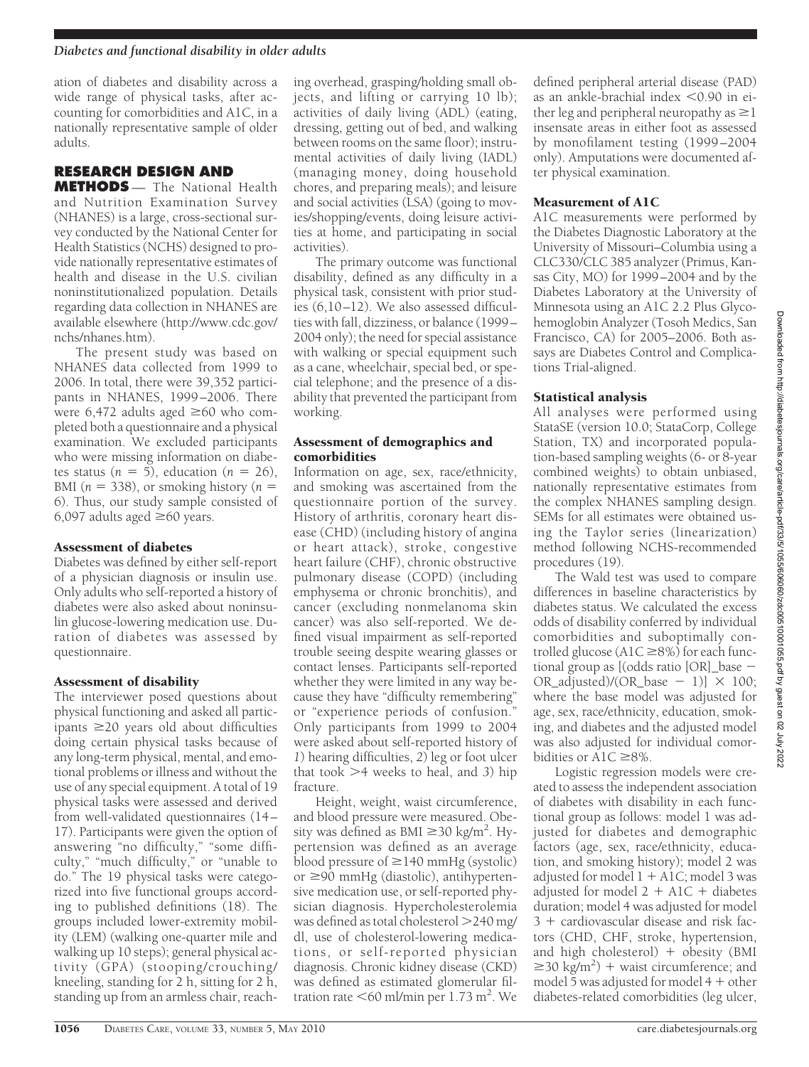ation of diabetes and disability across a wide range of physical tasks, after accounting for comorbidities and A1C, in a nationally representative sample of older adults.

## RESEARCH DESIGN AND METHODS

The National Health and Nutrition Examination Survey (NHANES) is a large, cross-sectional survey conducted by the National Center for Health Statistics (NCHS) designed to provide nationally representative estimates of health and disease in the U.S. civilian noninstitutionalized population. Details regarding data collection in NHANES are available elsewhere (http://www.cdc.gov/nchs/nhanes.htm).

The present study was based on NHANES data collected from 1999 to 2006. In total, there were 39,352 participants in NHANES, 1999–2006. There were 6,472 adults aged ≥60 who completed both a questionnaire and a physical examination. We excluded participants who were missing information on diabetes status ($n = 5$), education ($n = 26$), BMI ($n = 338$), or smoking history ($n = 6$). Thus, our study sample consisted of 6,097 adults aged ≥60 years.

### Assessment of diabetes

Diabetes was defined by either self-report of a physician diagnosis or insulin use. Only adults who self-reported a history of diabetes were also asked about noninsulin glucose-lowering medication use. Duration of diabetes was assessed by questionnaire.

### Assessment of disability

The interviewer posed questions about physical functioning and asked all participants ≥20 years old about difficulties doing certain physical tasks because of any long-term physical, mental, and emotional problems or illness and without the use of any special equipment. A total of 19 physical tasks were assessed and derived from well-validated questionnaires (14–17). Participants were given the option of answering "no difficulty," "some difficulty," "much difficulty," or "unable to do." The 19 physical tasks were categorized into five functional groups according to published definitions (18). The groups included lower-extremity mobility (LEM) (walking one-quarter mile and walking up 10 steps); general physical activity (GPA) (stooping/crouching/kneeling, standing for 2 h, sitting for 2 h, standing up from an armless chair, reaching overhead, grasping/holding small objects, and lifting or carrying 10 lb); activities of daily living (ADL) (eating, dressing, getting out of bed, and walking between rooms on the same floor); instrumental activities of daily living (IADL) (managing money, doing household chores, and preparing meals); and leisure and social activities (LSA) (going to movies/shopping/events, doing leisure activities at home, and participating in social activities).

The primary outcome was functional disability, defined as any difficulty in a physical task, consistent with prior studies (6,10–12). We also assessed difficulties with fall, dizziness, or balance (1999–2004 only); the need for special assistance with walking or special equipment such as a cane, wheelchair, special bed, or special telephone; and the presence of a disability that prevented the participant from working.

### Assessment of demographics and comorbidities

Information on age, sex, race/ethnicity, and smoking was ascertained from the questionnaire portion of the survey. History of arthritis, coronary heart disease (CHD) (including history of angina or heart attack), stroke, congestive heart failure (CHF), chronic obstructive pulmonary disease (COPD) (including emphysema or chronic bronchitis), and cancer (excluding nonmelanoma skin cancer) was also self-reported. We defined visual impairment as self-reported trouble seeing despite wearing glasses or contact lenses. Participants self-reported whether they were limited in any way because they have "difficulty remembering" or "experience periods of confusion." Only participants from 1999 to 2004 were asked about self-reported history of *1*) hearing difficulties, *2*) leg or foot ulcer that took >4 weeks to heal, and *3*) hip fracture.

Height, weight, waist circumference, and blood pressure were measured. Obesity was defined as BMI ≥30 kg/m$^2$. Hypertension was defined as an average blood pressure of ≥140 mmHg (systolic) or ≥90 mmHg (diastolic), antihypertensive medication use, or self-reported physician diagnosis. Hypercholesterolemia was defined as total cholesterol >240 mg/dl, use of cholesterol-lowering medications, or self-reported physician diagnosis. Chronic kidney disease (CKD) was defined as estimated glomerular filtration rate <60 ml/min per 1.73 m$^2$. We defined peripheral arterial disease (PAD) as an ankle-brachial index <0.90 in either leg and peripheral neuropathy as ≥1 insensate areas in either foot as assessed by monofilament testing (1999–2004 only). Amputations were documented after physical examination.

### Measurement of A1C

A1C measurements were performed by the Diabetes Diagnostic Laboratory at the University of Missouri–Columbia using a CLC330/CLC 385 analyzer (Primus, Kansas City, MO) for 1999–2004 and by the Diabetes Laboratory at the University of Minnesota using an A1C 2.2 Plus Glycohemoglobin Analyzer (Tosoh Medics, San Francisco, CA) for 2005–2006. Both assays are Diabetes Control and Complications Trial-aligned.

### Statistical analysis

All analyses were performed using StataSE (version 10.0; StataCorp, College Station, TX) and incorporated population-based sampling weights (6- or 8-year combined weights) to obtain unbiased, nationally representative estimates from the complex NHANES sampling design. SEMs for all estimates were obtained using the Taylor series (linearization) method following NCHS-recommended procedures (19).

The Wald test was used to compare differences in baseline characteristics by diabetes status. We calculated the excess odds of disability conferred by individual comorbidities and suboptimally controlled glucose (A1C ≥8%) for each functional group as [(odds ratio [OR]_base − OR_adjusted)/(OR_base − 1)] × 100; where the base model was adjusted for age, sex, race/ethnicity, education, smoking, and diabetes and the adjusted model was also adjusted for individual comorbidities or A1C ≥8%.

Logistic regression models were created to assess the independent association of diabetes with disability in each functional group as follows: model 1 was adjusted for diabetes and demographic factors (age, sex, race/ethnicity, education, and smoking history); model 2 was adjusted for model 1 + A1C; model 3 was adjusted for model 2 + A1C + diabetes duration; model 4 was adjusted for model 3 + cardiovascular disease and risk factors (CHD, CHF, stroke, hypertension, and high cholesterol) + obesity (BMI ≥30 kg/m$^2$) + waist circumference; and model 5 was adjusted for model 4 + other diabetes-related comorbidities (leg ulcer,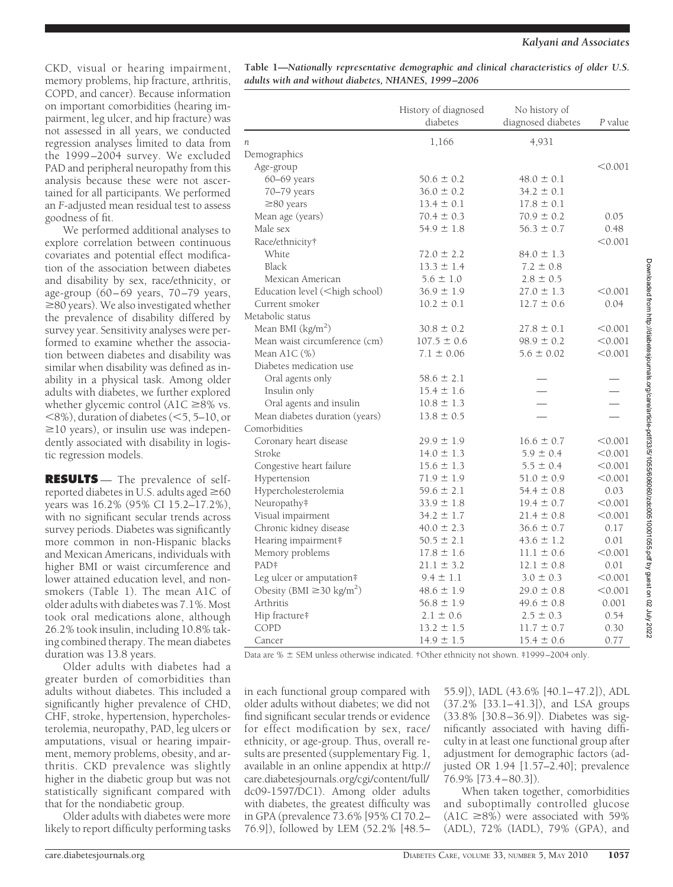CKD, visual or hearing impairment, memory problems, hip fracture, arthritis, COPD, and cancer). Because information on important comorbidities (hearing impairment, leg ulcer, and hip fracture) was not assessed in all years, we conducted regression analyses limited to data from the 1999–2004 survey. We excluded PAD and peripheral neuropathy from this analysis because these were not ascertained for all participants. We performed an *F*-adjusted mean residual test to assess goodness of fit.

We performed additional analyses to explore correlation between continuous covariates and potential effect modification of the association between diabetes and disability by sex, race/ethnicity, or age-group (60–69 years, 70–79 years, ≥80 years). We also investigated whether the prevalence of disability differed by survey year. Sensitivity analyses were performed to examine whether the association between diabetes and disability was similar when disability was defined as inability in a physical task. Among older adults with diabetes, we further explored whether glycemic control (A1C ≥8% vs. <8%), duration of diabetes (<5, 5–10, or ≥10 years), or insulin use was independently associated with disability in logistic regression models.

**Table 1—Nationally representative demographic and clinical characteristics of older U.S. adults with and without diabetes, NHANES, 1999–2006**

| | History of diagnosed diabetes | No history of diagnosed diabetes | *P* value |
|---|---|---|---|
| *n* | 1,166 | 4,931 | |
| Demographics | | | |
| Age-group | | | <0.001 |
| 60–69 years | 50.6 ± 0.2 | 48.0 ± 0.1 | |
| 70–79 years | 36.0 ± 0.2 | 34.2 ± 0.1 | |
| ≥80 years | 13.4 ± 0.1 | 17.8 ± 0.1 | |
| Mean age (years) | 70.4 ± 0.3 | 70.9 ± 0.2 | 0.05 |
| Male sex | 54.9 ± 1.8 | 56.3 ± 0.7 | 0.48 |
| Race/ethnicity† | | | <0.001 |
| White | 72.0 ± 2.2 | 84.0 ± 1.3 | |
| Black | 13.3 ± 1.4 | 7.2 ± 0.8 | |
| Mexican American | 5.6 ± 1.0 | 2.8 ± 0.5 | |
| Education level (<high school) | 36.9 ± 1.9 | 27.0 ± 1.3 | <0.001 |
| Current smoker | 10.2 ± 0.1 | 12.7 ± 0.6 | 0.04 |
| Metabolic status | | | |
| Mean BMI (kg/m$^2$) | 30.8 ± 0.2 | 27.8 ± 0.1 | <0.001 |
| Mean waist circumference (cm) | 107.5 ± 0.6 | 98.9 ± 0.2 | <0.001 |
| Mean A1C (%) | 7.1 ± 0.06 | 5.6 ± 0.02 | <0.001 |
| Diabetes medication use | | | |
| Oral agents only | 58.6 ± 2.1 | — | — |
| Insulin only | 15.4 ± 1.6 | — | — |
| Oral agents and insulin | 10.8 ± 1.3 | — | — |
| Mean diabetes duration (years) | 13.8 ± 0.5 | — | — |
| Comorbidities | | | |
| Coronary heart disease | 29.9 ± 1.9 | 16.6 ± 0.7 | <0.001 |
| Stroke | 14.0 ± 1.3 | 5.9 ± 0.4 | <0.001 |
| Congestive heart failure | 15.6 ± 1.3 | 5.5 ± 0.4 | <0.001 |
| Hypertension | 71.9 ± 1.9 | 51.0 ± 0.9 | <0.001 |
| Hypercholesterolemia | 59.6 ± 2.1 | 54.4 ± 0.8 | 0.03 |
| Neuropathy‡ | 33.9 ± 1.8 | 19.4 ± 0.7 | <0.001 |
| Visual impairment | 34.2 ± 1.7 | 21.4 ± 0.8 | <0.001 |
| Chronic kidney disease | 40.0 ± 2.3 | 36.6 ± 0.7 | 0.17 |
| Hearing impairment‡ | 50.5 ± 2.1 | 43.6 ± 1.2 | 0.01 |
| Memory problems | 17.8 ± 1.6 | 11.1 ± 0.6 | <0.001 |
| PAD‡ | 21.1 ± 3.2 | 12.1 ± 0.8 | 0.01 |
| Leg ulcer or amputation‡ | 9.4 ± 1.1 | 3.0 ± 0.3 | <0.001 |
| Obesity (BMI ≥30 kg/m$^2$) | 48.6 ± 1.9 | 29.0 ± 0.8 | <0.001 |
| Arthritis | 56.8 ± 1.9 | 49.6 ± 0.8 | 0.001 |
| Hip fracture‡ | 2.1 ± 0.6 | 2.5 ± 0.3 | 0.54 |
| COPD | 13.2 ± 1.5 | 11.7 ± 0.7 | 0.30 |
| Cancer | 14.9 ± 1.5 | 15.4 ± 0.6 | 0.77 |

Data are % ± SEM unless otherwise indicated. †Other ethnicity not shown. ‡1999–2004 only.

## RESULTS

The prevalence of self-reported diabetes in U.S. adults aged ≥60 years was 16.2% (95% CI 15.2–17.2%), with no significant secular trends across survey periods. Diabetes was significantly more common in non-Hispanic blacks and Mexican Americans, individuals with higher BMI or waist circumference and lower attained education level, and nonsmokers (Table 1). The mean A1C of older adults with diabetes was 7.1%. Most took oral medications alone, although 26.2% took insulin, including 10.8% taking combined therapy. The mean diabetes duration was 13.8 years.

Older adults with diabetes had a greater burden of comorbidities than adults without diabetes. This included a significantly higher prevalence of CHD, CHF, stroke, hypertension, hypercholesterolemia, neuropathy, PAD, leg ulcers or amputations, visual or hearing impairment, memory problems, obesity, and arthritis. CKD prevalence was slightly higher in the diabetic group but was not statistically significant compared with that for the nondiabetic group.

Older adults with diabetes were more likely to report difficulty performing tasks in each functional group compared with older adults without diabetes; we did not find significant secular trends or evidence for effect modification by sex, race/ethnicity, or age-group. Thus, overall results are presented (supplementary Fig. 1, available in an online appendix at http://care.diabetesjournals.org/cgi/content/full/dc09-1597/DC1). Among older adults with diabetes, the greatest difficulty was in GPA (prevalence 73.6% [95% CI 70.2–76.9]), followed by LEM (52.2% [48.5–55.9]), IADL (43.6% [40.1–47.2]), ADL (37.2% [33.1–41.3]), and LSA groups (33.8% [30.8–36.9]). Diabetes was significantly associated with having difficulty in at least one functional group after adjustment for demographic factors (adjusted OR 1.94 [1.57–2.40]; prevalence 76.9% [73.4–80.3]).

When taken together, comorbidities and suboptimally controlled glucose (A1C ≥8%) were associated with 59% (ADL), 72% (IADL), 79% (GPA), and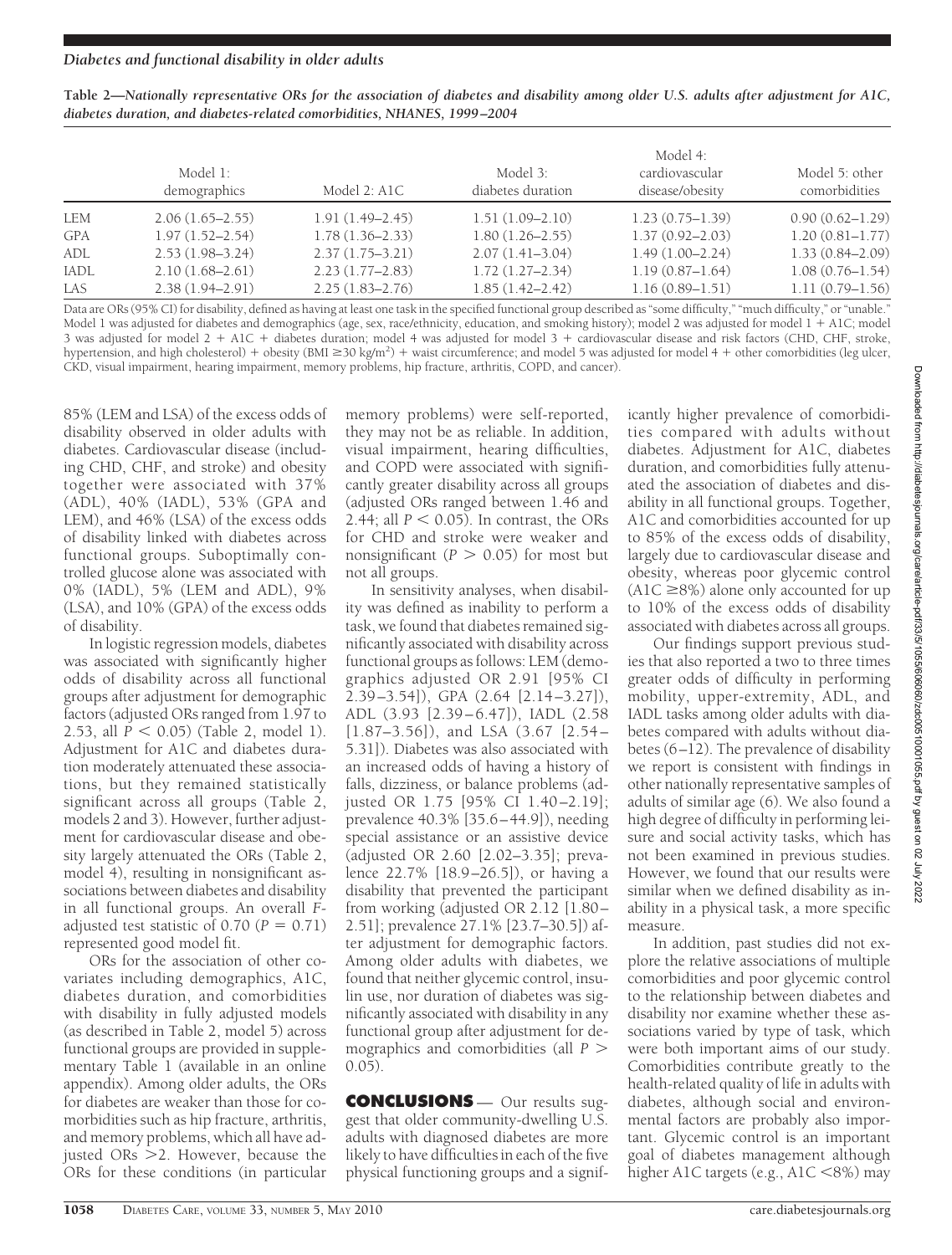**Table 2—Nationally representative ORs for the association of diabetes and disability among older U.S. adults after adjustment for A1C, diabetes duration, and diabetes-related comorbidities, NHANES, 1999–2004**

| | Model 1: demographics | Model 2: A1C | Model 3: diabetes duration | Model 4: cardiovascular disease/obesity | Model 5: other comorbidities |
|---|---|---|---|---|---|
| LEM | 2.06 (1.65–2.55) | 1.91 (1.49–2.45) | 1.51 (1.09–2.10) | 1.23 (0.75–1.39) | 0.90 (0.62–1.29) |
| GPA | 1.97 (1.52–2.54) | 1.78 (1.36–2.33) | 1.80 (1.26–2.55) | 1.37 (0.92–2.03) | 1.20 (0.81–1.77) |
| ADL | 2.53 (1.98–3.24) | 2.37 (1.75–3.21) | 2.07 (1.41–3.04) | 1.49 (1.00–2.24) | 1.33 (0.84–2.09) |
| IADL | 2.10 (1.68–2.61) | 2.23 (1.77–2.83) | 1.72 (1.27–2.34) | 1.19 (0.87–1.64) | 1.08 (0.76–1.54) |
| LAS | 2.38 (1.94–2.91) | 2.25 (1.83–2.76) | 1.85 (1.42–2.42) | 1.16 (0.89–1.51) | 1.11 (0.79–1.56) |

Data are ORs (95% CI) for disability, defined as having at least one task in the specified functional group described as "some difficulty," "much difficulty," or "unable." Model 1 was adjusted for diabetes and demographics (age, sex, race/ethnicity, education, and smoking history); model 2 was adjusted for model 1 + A1C; model 3 was adjusted for model 2 + A1C + diabetes duration; model 4 was adjusted for model 3 + cardiovascular disease and risk factors (CHD, CHF, stroke, hypertension, and high cholesterol) + obesity (BMI ≥30 kg/m$^2$) + waist circumference; and model 5 was adjusted for model 4 + other comorbidities (leg ulcer, CKD, visual impairment, hearing impairment, memory problems, hip fracture, arthritis, COPD, and cancer).

85% (LEM and LSA) of the excess odds of disability observed in older adults with diabetes. Cardiovascular disease (including CHD, CHF, and stroke) and obesity together were associated with 37% (ADL), 40% (IADL), 53% (GPA and LEM), and 46% (LSA) of the excess odds of disability linked with diabetes across functional groups. Suboptimally controlled glucose alone was associated with 0% (IADL), 5% (LEM and ADL), 9% (LSA), and 10% (GPA) of the excess odds of disability.

In logistic regression models, diabetes was associated with significantly higher odds of disability across all functional groups after adjustment for demographic factors (adjusted ORs ranged from 1.97 to 2.53, all $P < 0.05$) (Table 2, model 1). Adjustment for A1C and diabetes duration moderately attenuated these associations, but they remained statistically significant across all groups (Table 2, models 2 and 3). However, further adjustment for cardiovascular disease and obesity largely attenuated the ORs (Table 2, model 4), resulting in nonsignificant associations between diabetes and disability in all functional groups. An overall F-adjusted test statistic of 0.70 ($P = 0.71$) represented good model fit.

ORs for the association of other covariates including demographics, A1C, diabetes duration, and comorbidities with disability in fully adjusted models (as described in Table 2, model 5) across functional groups are provided in supplementary Table 1 (available in an online appendix). Among older adults, the ORs for diabetes are weaker than those for comorbidities such as hip fracture, arthritis, and memory problems, which all have adjusted ORs >2. However, because the ORs for these conditions (in particular memory problems) were self-reported, they may not be as reliable. In addition, visual impairment, hearing difficulties, and COPD were associated with significantly greater disability across all groups (adjusted ORs ranged between 1.46 and 2.44; all $P < 0.05$). In contrast, the ORs for CHD and stroke were weaker and nonsignificant ($P > 0.05$) for most but not all groups.

In sensitivity analyses, when disability was defined as inability to perform a task, we found that diabetes remained significantly associated with disability across functional groups as follows: LEM (demographics adjusted OR 2.91 [95% CI 2.39–3.54]), GPA (2.64 [2.14–3.27]), ADL (3.93 [2.39–6.47]), IADL (2.58 [1.87–3.56]), and LSA (3.67 [2.54–5.31]). Diabetes was also associated with an increased odds of having a history of falls, dizziness, or balance problems (adjusted OR 1.75 [95% CI 1.40–2.19]; prevalence 40.3% [35.6–44.9]), needing special assistance or an assistive device (adjusted OR 2.60 [2.02–3.35]; prevalence 22.7% [18.9–26.5]), or having a disability that prevented the participant from working (adjusted OR 2.12 [1.80–2.51]; prevalence 27.1% [23.7–30.5]) after adjustment for demographic factors. Among older adults with diabetes, we found that neither glycemic control, insulin use, nor duration of diabetes was significantly associated with disability in any functional group after adjustment for demographics and comorbidities (all $P > 0.05$).

## CONCLUSIONS

Our results suggest that older community-dwelling U.S. adults with diagnosed diabetes are more likely to have difficulties in each of the five physical functioning groups and a significantly higher prevalence of comorbidities compared with adults without diabetes. Adjustment for A1C, diabetes duration, and comorbidities fully attenuated the association of diabetes and disability in all functional groups. Together, A1C and comorbidities accounted for up to 85% of the excess odds of disability, largely due to cardiovascular disease and obesity, whereas poor glycemic control (A1C ≥8%) alone only accounted for up to 10% of the excess odds of disability associated with diabetes across all groups.

Our findings support previous studies that also reported a two to three times greater odds of difficulty in performing mobility, upper-extremity, ADL, and IADL tasks among older adults with diabetes compared with adults without diabetes (6–12). The prevalence of disability we report is consistent with findings in other nationally representative samples of adults of similar age (6). We also found a high degree of difficulty in performing leisure and social activity tasks, which has not been examined in previous studies. However, we found that our results were similar when we defined disability as inability in a physical task, a more specific measure.

In addition, past studies did not explore the relative associations of multiple comorbidities and poor glycemic control to the relationship between diabetes and disability nor examine whether these associations varied by type of task, which were both important aims of our study. Comorbidities contribute greatly to the health-related quality of life in adults with diabetes, although social and environmental factors are probably also important. Glycemic control is an important goal of diabetes management although higher A1C targets (e.g., A1C <8%) may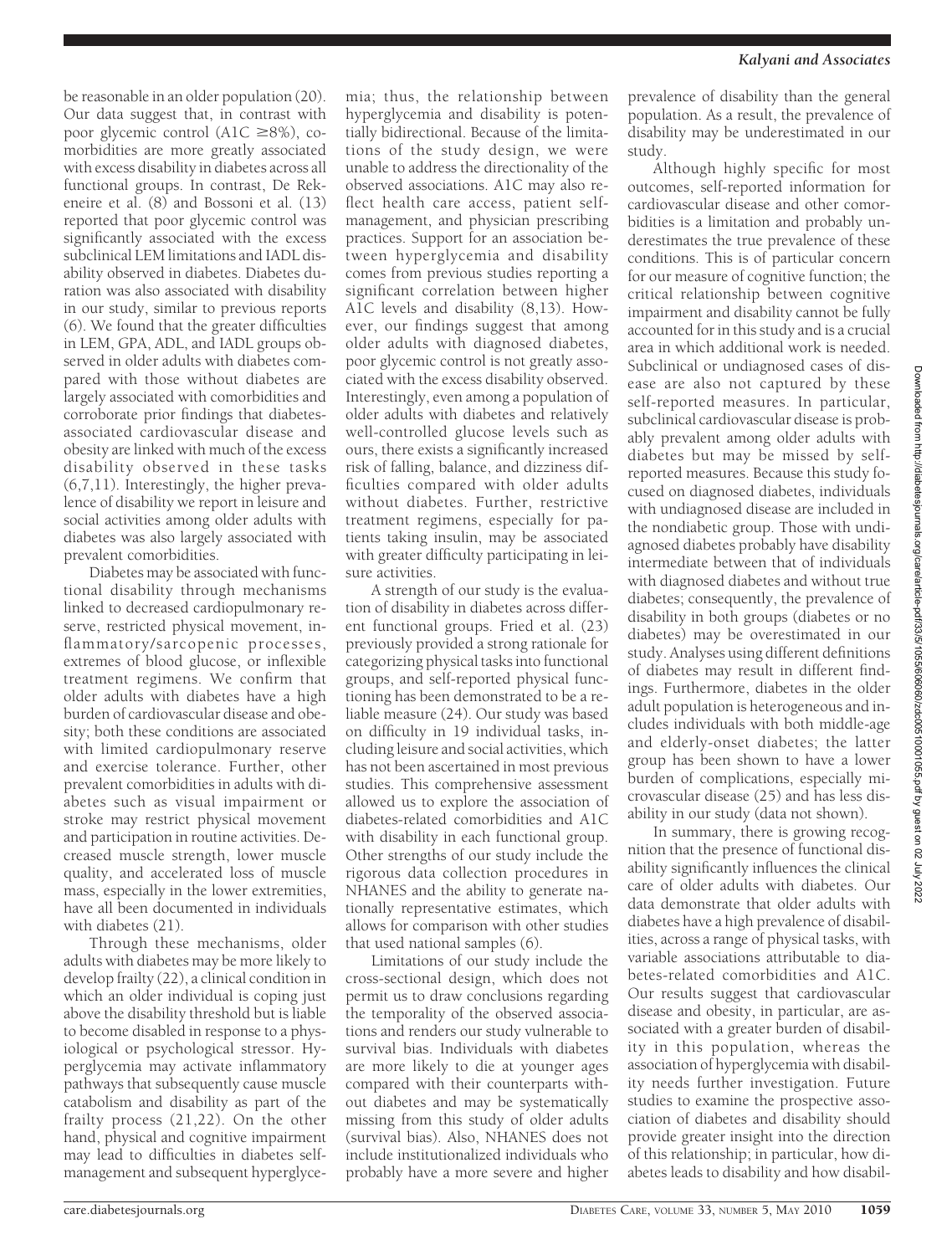be reasonable in an older population (20). Our data suggest that, in contrast with poor glycemic control (A1C ≥8%), comorbidities are more greatly associated with excess disability in diabetes across all functional groups. In contrast, De Rekeneire et al. (8) and Bossoni et al. (13) reported that poor glycemic control was significantly associated with the excess subclinical LEM limitations and IADL disability observed in diabetes. Diabetes duration was also associated with disability in our study, similar to previous reports (6). We found that the greater difficulties in LEM, GPA, ADL, and IADL groups observed in older adults with diabetes compared with those without diabetes are largely associated with comorbidities and corroborate prior findings that diabetes-associated cardiovascular disease and obesity are linked with much of the excess disability observed in these tasks (6,7,11). Interestingly, the higher prevalence of disability we report in leisure and social activities among older adults with diabetes was also largely associated with prevalent comorbidities.

Diabetes may be associated with functional disability through mechanisms linked to decreased cardiopulmonary reserve, restricted physical movement, inflammatory/sarcopenic processes, extremes of blood glucose, or inflexible treatment regimens. We confirm that older adults with diabetes have a high burden of cardiovascular disease and obesity; both these conditions are associated with limited cardiopulmonary reserve and exercise tolerance. Further, other prevalent comorbidities in adults with diabetes such as visual impairment or stroke may restrict physical movement and participation in routine activities. Decreased muscle strength, lower muscle quality, and accelerated loss of muscle mass, especially in the lower extremities, have all been documented in individuals with diabetes (21).

Through these mechanisms, older adults with diabetes may be more likely to develop frailty (22), a clinical condition in which an older individual is coping just above the disability threshold but is liable to become disabled in response to a physiological or psychological stressor. Hyperglycemia may activate inflammatory pathways that subsequently cause muscle catabolism and disability as part of the frailty process (21,22). On the other hand, physical and cognitive impairment may lead to difficulties in diabetes self-management and subsequent hyperglycemia; thus, the relationship between hyperglycemia and disability is potentially bidirectional. Because of the limitations of the study design, we were unable to address the directionality of the observed associations. A1C may also reflect health care access, patient self-management, and physician prescribing practices. Support for an association between hyperglycemia and disability comes from previous studies reporting a significant correlation between higher A1C levels and disability (8,13). However, our findings suggest that among older adults with diagnosed diabetes, poor glycemic control is not greatly associated with the excess disability observed. Interestingly, even among a population of older adults with diabetes and relatively well-controlled glucose levels such as ours, there exists a significantly increased risk of falling, balance, and dizziness difficulties compared with older adults without diabetes. Further, restrictive treatment regimens, especially for patients taking insulin, may be associated with greater difficulty participating in leisure activities.

A strength of our study is the evaluation of disability in diabetes across different functional groups. Fried et al. (23) previously provided a strong rationale for categorizing physical tasks into functional groups, and self-reported physical functioning has been demonstrated to be a reliable measure (24). Our study was based on difficulty in 19 individual tasks, including leisure and social activities, which has not been ascertained in most previous studies. This comprehensive assessment allowed us to explore the association of diabetes-related comorbidities and A1C with disability in each functional group. Other strengths of our study include the rigorous data collection procedures in NHANES and the ability to generate nationally representative estimates, which allows for comparison with other studies that used national samples (6).

Limitations of our study include the cross-sectional design, which does not permit us to draw conclusions regarding the temporality of the observed associations and renders our study vulnerable to survival bias. Individuals with diabetes are more likely to die at younger ages compared with their counterparts without diabetes and may be systematically missing from this study of older adults (survival bias). Also, NHANES does not include institutionalized individuals who probably have a more severe and higher prevalence of disability than the general population. As a result, the prevalence of disability may be underestimated in our study.

Although highly specific for most outcomes, self-reported information for cardiovascular disease and other comorbidities is a limitation and probably underestimates the true prevalence of these conditions. This is of particular concern for our measure of cognitive function; the critical relationship between cognitive impairment and disability cannot be fully accounted for in this study and is a crucial area in which additional work is needed. Subclinical or undiagnosed cases of disease are also not captured by these self-reported measures. In particular, subclinical cardiovascular disease is probably prevalent among older adults with diabetes but may be missed by self-reported measures. Because this study focused on diagnosed diabetes, individuals with undiagnosed disease are included in the nondiabetic group. Those with undiagnosed diabetes probably have disability intermediate between that of individuals with diagnosed diabetes and without true diabetes; consequently, the prevalence of disability in both groups (diabetes or no diabetes) may be overestimated in our study. Analyses using different definitions of diabetes may result in different findings. Furthermore, diabetes in the older adult population is heterogeneous and includes individuals with both middle-age and elderly-onset diabetes; the latter group has been shown to have a lower burden of complications, especially microvascular disease (25) and has less disability in our study (data not shown).

In summary, there is growing recognition that the presence of functional disability significantly influences the clinical care of older adults with diabetes. Our data demonstrate that older adults with diabetes have a high prevalence of disabilities, across a range of physical tasks, with variable associations attributable to diabetes-related comorbidities and A1C. Our results suggest that cardiovascular disease and obesity, in particular, are associated with a greater burden of disability in this population, whereas the association of hyperglycemia with disability needs further investigation. Future studies to examine the prospective association of diabetes and disability should provide greater insight into the direction of this relationship; in particular, how diabetes leads to disability and how disabil-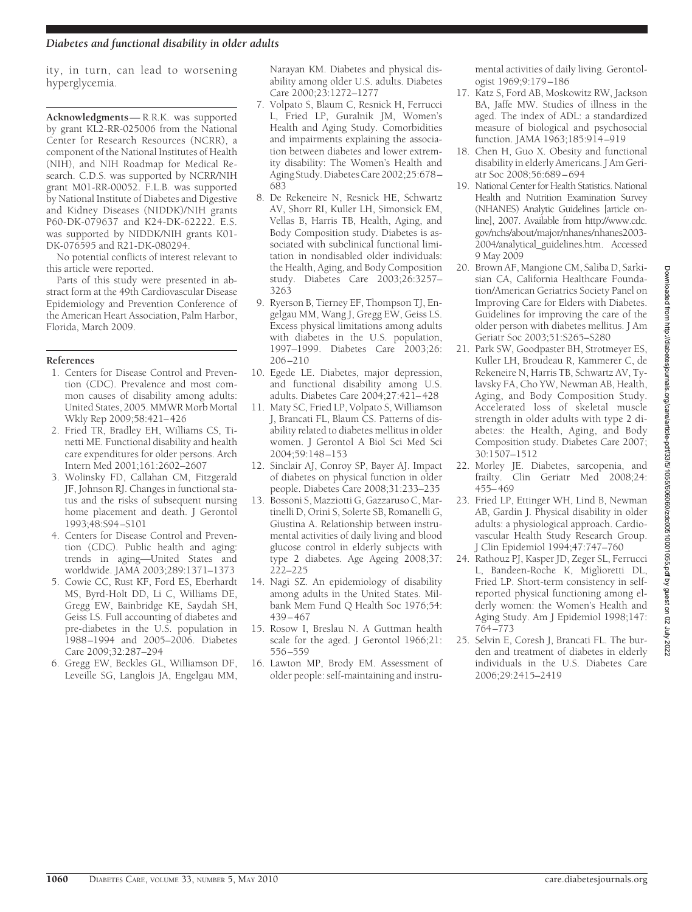ity, in turn, can lead to worsening hyperglycemia.

**Acknowledgments**— R.R.K. was supported by grant KL2-RR-025006 from the National Center for Research Resources (NCRR), a component of the National Institutes of Health (NIH), and NIH Roadmap for Medical Research. C.D.S. was supported by NCRR/NIH grant M01-RR-00052. F.L.B. was supported by National Institute of Diabetes and Digestive and Kidney Diseases (NIDDK)/NIH grants P60-DK-079637 and K24-DK-62222. E.S. was supported by NIDDK/NIH grants K01-DK-076595 and R21-DK-080294.

No potential conflicts of interest relevant to this article were reported.

Parts of this study were presented in abstract form at the 49th Cardiovascular Disease Epidemiology and Prevention Conference of the American Heart Association, Palm Harbor, Florida, March 2009.

## References

1. Centers for Disease Control and Prevention (CDC). Prevalence and most common causes of disability among adults: United States, 2005. MMWR Morb Mortal Wkly Rep 2009;58:421–426
2. Fried TR, Bradley EH, Williams CS, Tinetti ME. Functional disability and health care expenditures for older persons. Arch Intern Med 2001;161:2602–2607
3. Wolinsky FD, Callahan CM, Fitzgerald JF, Johnson RJ. Changes in functional status and the risks of subsequent nursing home placement and death. J Gerontol 1993;48:S94–S101
4. Centers for Disease Control and Prevention (CDC). Public health and aging: trends in aging—United States and worldwide. JAMA 2003;289:1371–1373
5. Cowie CC, Rust KF, Ford ES, Eberhardt MS, Byrd-Holt DD, Li C, Williams DE, Gregg EW, Bainbridge KE, Saydah SH, Geiss LS. Full accounting of diabetes and pre-diabetes in the U.S. population in 1988–1994 and 2005–2006. Diabetes Care 2009;32:287–294
6. Gregg EW, Beckles GL, Williamson DF, Leveille SG, Langlois JA, Engelgau MM, Narayan KM. Diabetes and physical disability among older U.S. adults. Diabetes Care 2000;23:1272–1277
7. Volpato S, Blaum C, Resnick H, Ferrucci L, Fried LP, Guralnik JM, Women's Health and Aging Study. Comorbidities and impairments explaining the association between diabetes and lower extremity disability: The Women's Health and Aging Study. Diabetes Care 2002;25:678–683
8. De Rekeneire N, Resnick HE, Schwartz AV, Shorr RI, Kuller LH, Simonsick EM, Vellas B, Harris TB, Health, Aging, and Body Composition study. Diabetes is associated with subclinical functional limitation in nondisabled older individuals: the Health, Aging, and Body Composition study. Diabetes Care 2003;26:3257–3263
9. Ryerson B, Tierney EF, Thompson TJ, Engelgau MM, Wang J, Gregg EW, Geiss LS. Excess physical limitations among adults with diabetes in the U.S. population, 1997–1999. Diabetes Care 2003;26:206–210
10. Egede LE. Diabetes, major depression, and functional disability among U.S. adults. Diabetes Care 2004;27:421–428
11. Maty SC, Fried LP, Volpato S, Williamson J, Brancati FL, Blaum CS. Patterns of disability related to diabetes mellitus in older women. J Gerontol A Biol Sci Med Sci 2004;59:148–153
12. Sinclair AJ, Conroy SP, Bayer AJ. Impact of diabetes on physical function in older people. Diabetes Care 2008;31:233–235
13. Bossoni S, Mazziotti G, Gazzaruso C, Martinelli D, Orini S, Solerte SB, Romanelli G, Giustina A. Relationship between instrumental activities of daily living and blood glucose control in elderly subjects with type 2 diabetes. Age Ageing 2008;37:222–225
14. Nagi SZ. An epidemiology of disability among adults in the United States. Milbank Mem Fund Q Health Soc 1976;54:439–467
15. Rosow I, Breslau N. A Guttman health scale for the aged. J Gerontol 1966;21:556–559
16. Lawton MP, Brody EM. Assessment of older people: self-maintaining and instrumental activities of daily living. Gerontologist 1969;9:179–186
17. Katz S, Ford AB, Moskowitz RW, Jackson BA, Jaffe MW. Studies of illness in the aged. The index of ADL: a standardized measure of biological and psychosocial function. JAMA 1963;185:914–919
18. Chen H, Guo X. Obesity and functional disability in elderly Americans. J Am Geriatr Soc 2008;56:689–694
19. National Center for Health Statistics. National Health and Nutrition Examination Survey (NHANES) Analytic Guidelines [article online], 2007. Available from http://www.cdc.gov/nchs/about/major/nhanes/nhanes2003-2004/analytical_guidelines.htm. Accessed 9 May 2009
20. Brown AF, Mangione CM, Saliba D, Sarkisian CA, California Healthcare Foundation/American Geriatrics Society Panel on Improving Care for Elders with Diabetes. Guidelines for improving the care of the older person with diabetes mellitus. J Am Geriatr Soc 2003;51:S265–S280
21. Park SW, Goodpaster BH, Strotmeyer ES, Kuller LH, Broudeau R, Kammerer C, de Rekeneire N, Harris TB, Schwartz AV, Tylavsky FA, Cho YW, Newman AB, Health, Aging, and Body Composition Study. Accelerated loss of skeletal muscle strength in older adults with type 2 diabetes: the Health, Aging, and Body Composition study. Diabetes Care 2007;30:1507–1512
22. Morley JE. Diabetes, sarcopenia, and frailty. Clin Geriatr Med 2008;24:455–469
23. Fried LP, Ettinger WH, Lind B, Newman AB, Gardin J. Physical disability in older adults: a physiological approach. Cardiovascular Health Study Research Group. J Clin Epidemiol 1994;47:747–760
24. Rathouz PJ, Kasper JD, Zeger SL, Ferrucci L, Bandeen-Roche K, Miglioretti DL, Fried LP. Short-term consistency in self-reported physical functioning among elderly women: the Women's Health and Aging Study. Am J Epidemiol 1998;147:764–773
25. Selvin E, Coresh J, Brancati FL. The burden and treatment of diabetes in elderly individuals in the U.S. Diabetes Care 2006;29:2415–2419